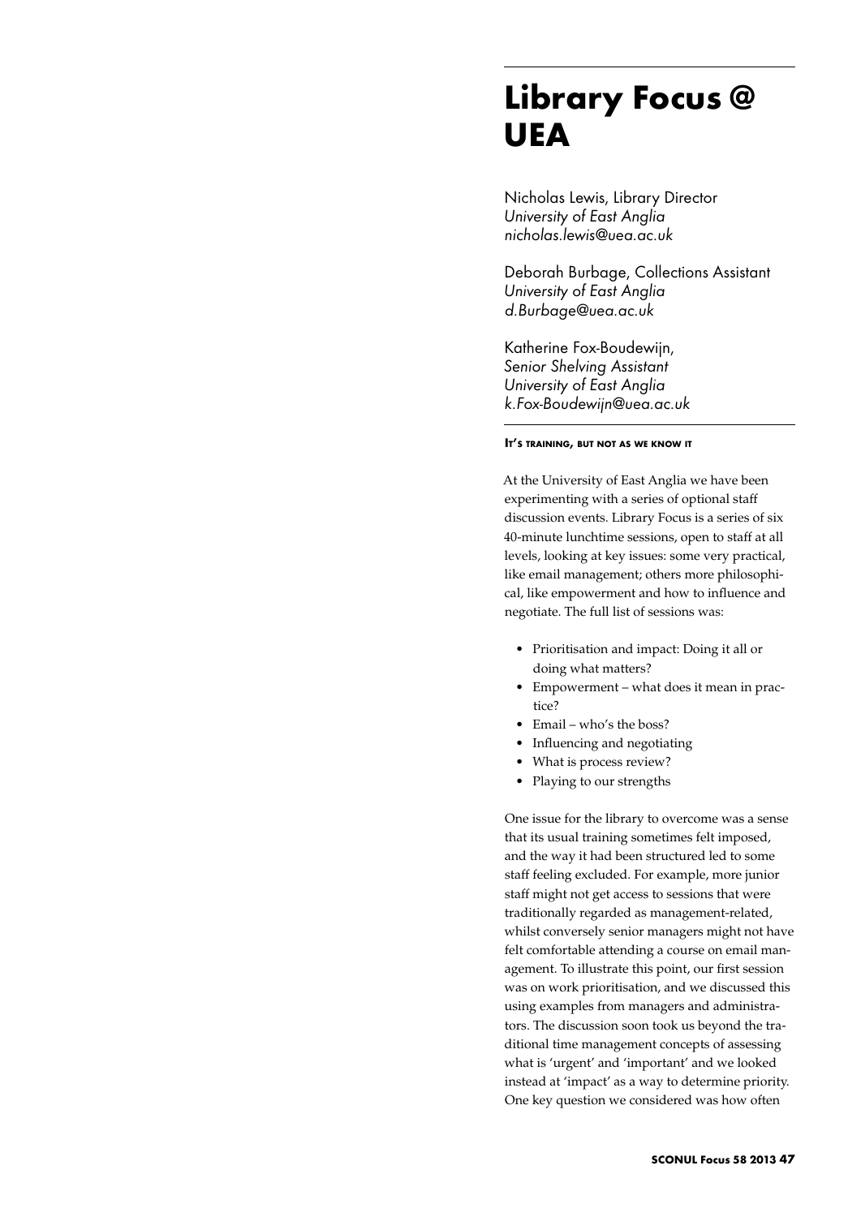# Library Focus @ UEA

Nicholas Lewis, Library Director
*University of East Anglia*
*nicholas.lewis@uea.ac.uk*

Deborah Burbage, Collections Assistant
*University of East Anglia*
*d.Burbage@uea.ac.uk*

Katherine Fox-Boudewijn,
*Senior Shelving Assistant*
*University of East Anglia*
*k.Fox-Boudewijn@uea.ac.uk*

#### It's training, but not as we know it

At the University of East Anglia we have been experimenting with a series of optional staff discussion events. Library Focus is a series of six 40-minute lunchtime sessions, open to staff at all levels, looking at key issues: some very practical, like email management; others more philosophical, like empowerment and how to influence and negotiate. The full list of sessions was:

- Prioritisation and impact: Doing it all or doing what matters?
- Empowerment – what does it mean in practice?
- Email – who's the boss?
- Influencing and negotiating
- What is process review?
- Playing to our strengths

One issue for the library to overcome was a sense that its usual training sometimes felt imposed, and the way it had been structured led to some staff feeling excluded. For example, more junior staff might not get access to sessions that were traditionally regarded as management-related, whilst conversely senior managers might not have felt comfortable attending a course on email management. To illustrate this point, our first session was on work prioritisation, and we discussed this using examples from managers and administrators. The discussion soon took us beyond the traditional time management concepts of assessing what is 'urgent' and 'important' and we looked instead at 'impact' as a way to determine priority. One key question we considered was how often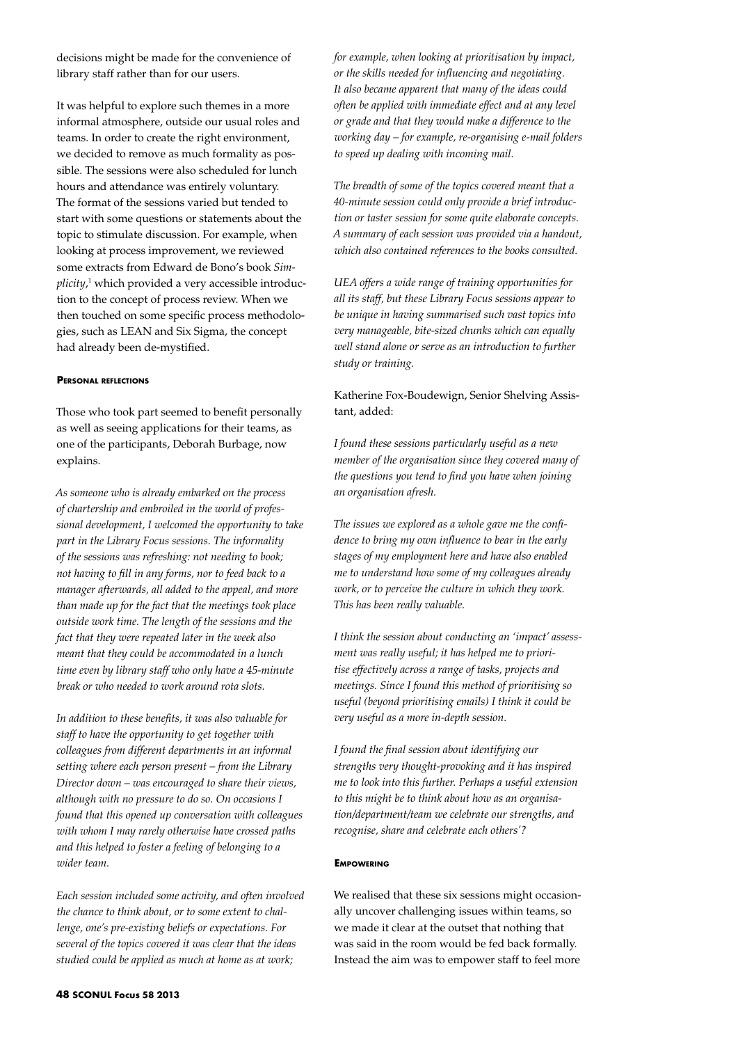decisions might be made for the convenience of library staff rather than for our users.

It was helpful to explore such themes in a more informal atmosphere, outside our usual roles and teams. In order to create the right environment, we decided to remove as much formality as possible. The sessions were also scheduled for lunch hours and attendance was entirely voluntary. The format of the sessions varied but tended to start with some questions or statements about the topic to stimulate discussion. For example, when looking at process improvement, we reviewed some extracts from Edward de Bono's book *Simplicity*,[1] which provided a very accessible introduction to the concept of process review. When we then touched on some specific process methodologies, such as LEAN and Six Sigma, the concept had already been de-mystified.

#### Personal reflections

Those who took part seemed to benefit personally as well as seeing applications for their teams, as one of the participants, Deborah Burbage, now explains.

*As someone who is already embarked on the process of chartership and embroiled in the world of professional development, I welcomed the opportunity to take part in the Library Focus sessions. The informality of the sessions was refreshing: not needing to book; not having to fill in any forms, nor to feed back to a manager afterwards, all added to the appeal, and more than made up for the fact that the meetings took place outside work time. The length of the sessions and the fact that they were repeated later in the week also meant that they could be accommodated in a lunch time even by library staff who only have a 45-minute break or who needed to work around rota slots.*

*In addition to these benefits, it was also valuable for staff to have the opportunity to get together with colleagues from different departments in an informal setting where each person present – from the Library Director down – was encouraged to share their views, although with no pressure to do so. On occasions I found that this opened up conversation with colleagues with whom I may rarely otherwise have crossed paths and this helped to foster a feeling of belonging to a wider team.*

*Each session included some activity, and often involved the chance to think about, or to some extent to challenge, one's pre-existing beliefs or expectations. For several of the topics covered it was clear that the ideas studied could be applied as much at home as at work; for example, when looking at prioritisation by impact, or the skills needed for influencing and negotiating. It also became apparent that many of the ideas could often be applied with immediate effect and at any level or grade and that they would make a difference to the working day – for example, re-organising e-mail folders to speed up dealing with incoming mail.*

*The breadth of some of the topics covered meant that a 40-minute session could only provide a brief introduction or taster session for some quite elaborate concepts. A summary of each session was provided via a handout, which also contained references to the books consulted.*

*UEA offers a wide range of training opportunities for all its staff, but these Library Focus sessions appear to be unique in having summarised such vast topics into very manageable, bite-sized chunks which can equally well stand alone or serve as an introduction to further study or training.*

Katherine Fox-Boudewign, Senior Shelving Assistant, added:

*I found these sessions particularly useful as a new member of the organisation since they covered many of the questions you tend to find you have when joining an organisation afresh.*

*The issues we explored as a whole gave me the confidence to bring my own influence to bear in the early stages of my employment here and have also enabled me to understand how some of my colleagues already work, or to perceive the culture in which they work. This has been really valuable.*

*I think the session about conducting an 'impact' assessment was really useful; it has helped me to prioritise effectively across a range of tasks, projects and meetings. Since I found this method of prioritising so useful (beyond prioritising emails) I think it could be very useful as a more in-depth session.*

*I found the final session about identifying our strengths very thought-provoking and it has inspired me to look into this further. Perhaps a useful extension to this might be to think about how as an organisation/department/team we celebrate our strengths, and recognise, share and celebrate each others'?*

#### Empowering

We realised that these six sessions might occasionally uncover challenging issues within teams, so we made it clear at the outset that nothing that was said in the room would be fed back formally. Instead the aim was to empower staff to feel more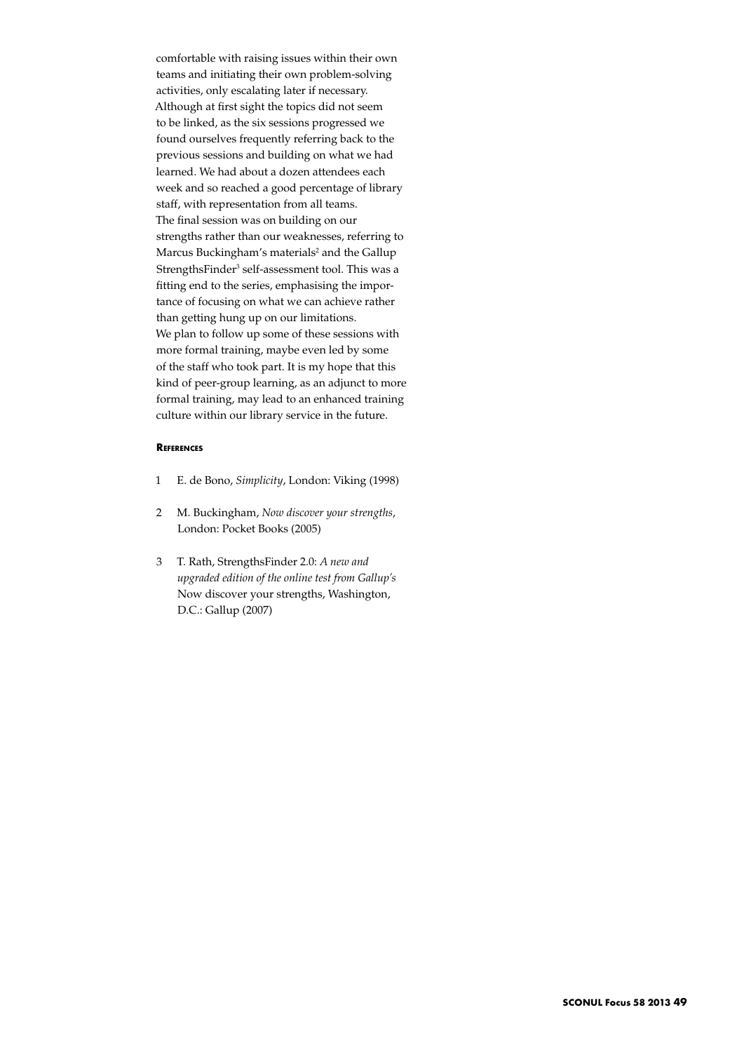comfortable with raising issues within their own teams and initiating their own problem-solving activities, only escalating later if necessary.

Although at first sight the topics did not seem to be linked, as the six sessions progressed we found ourselves frequently referring back to the previous sessions and building on what we had learned. We had about a dozen attendees each week and so reached a good percentage of library staff, with representation from all teams.

The final session was on building on our strengths rather than our weaknesses, referring to Marcus Buckingham's materials[2] and the Gallup StrengthsFinder[3] self-assessment tool. This was a fitting end to the series, emphasising the importance of focusing on what we can achieve rather than getting hung up on our limitations.

We plan to follow up some of these sessions with more formal training, maybe even led by some of the staff who took part. It is my hope that this kind of peer-group learning, as an adjunct to more formal training, may lead to an enhanced training culture within our library service in the future.

#### References

1. E. de Bono, *Simplicity*, London: Viking (1998)
2. M. Buckingham, *Now discover your strengths*, London: Pocket Books (2005)
3. T. Rath, StrengthsFinder 2.0: *A new and upgraded edition of the online test from Gallup's* Now discover your strengths, Washington, D.C.: Gallup (2007)